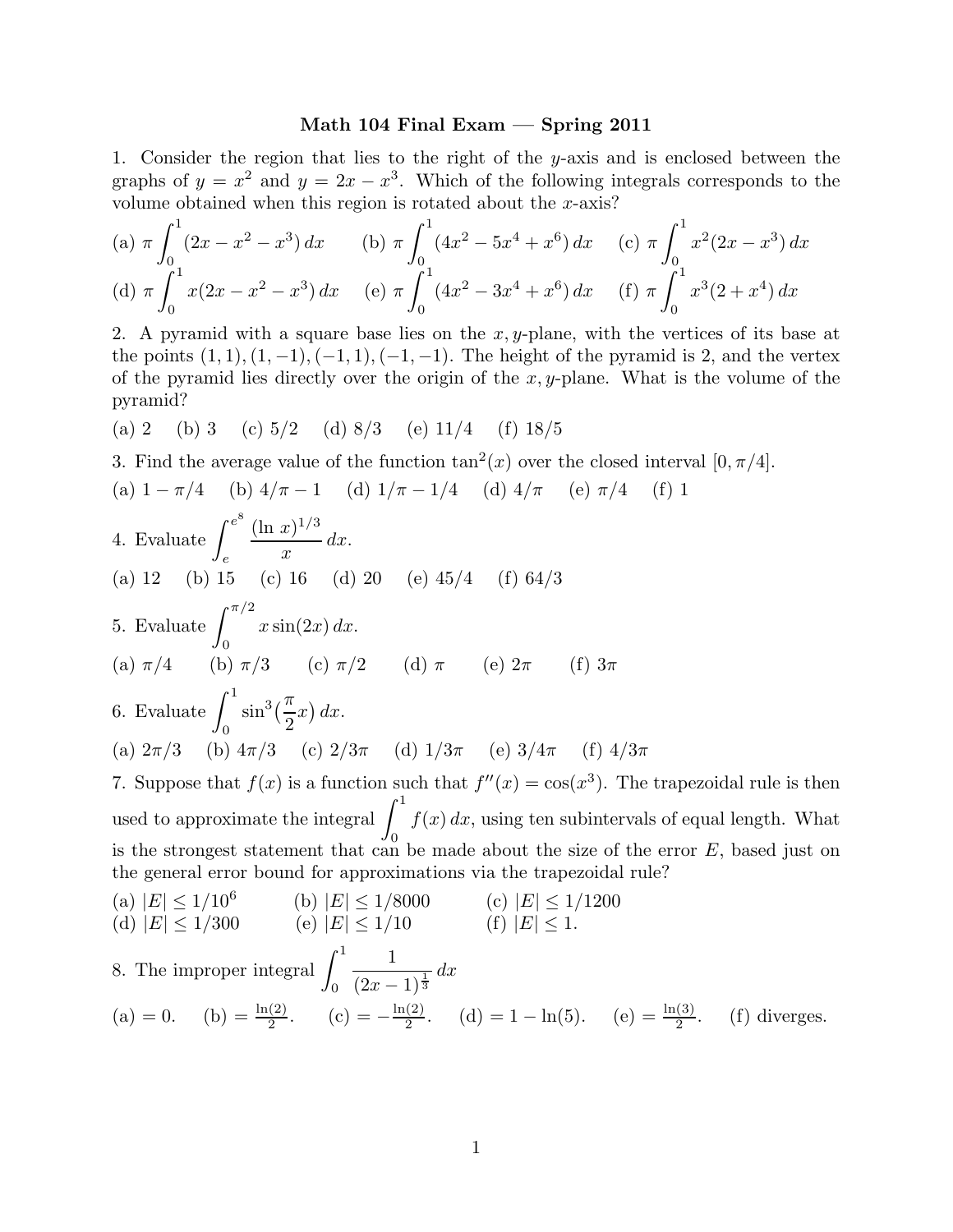# Math 104 Final Exam — Spring 2011

1. Consider the region that lies to the right of the $y$-axis and is enclosed between the graphs of $y = x^2$ and $y = 2x - x^3$. Which of the following integrals corresponds to the volume obtained when this region is rotated about the $x$-axis?

(a) $\pi \int_0^1 (2x - x^2 - x^3)\,dx$ (b) $\pi \int_0^1 (4x^2 - 5x^4 + x^6)\,dx$ (c) $\pi \int_0^1 x^2(2x - x^3)\,dx$
(d) $\pi \int_0^1 x(2x - x^2 - x^3)\,dx$ (e) $\pi \int_0^1 (4x^2 - 3x^4 + x^6)\,dx$ (f) $\pi \int_0^1 x^3(2 + x^4)\,dx$

2. A pyramid with a square base lies on the $x, y$-plane, with the vertices of its base at the points $(1, 1), (1, -1), (-1, 1), (-1, -1)$. The height of the pyramid is 2, and the vertex of the pyramid lies directly over the origin of the $x, y$-plane. What is the volume of the pyramid?

(a) 2 (b) 3 (c) 5/2 (d) 8/3 (e) 11/4 (f) 18/5

3. Find the average value of the function $\tan^2(x)$ over the closed interval $[0, \pi/4]$.

(a) $1 - \pi/4$ (b) $4/\pi - 1$ (d) $1/\pi - 1/4$ (d) $4/\pi$ (e) $\pi/4$ (f) 1

4. Evaluate $\int_e^{e^8} \frac{(\ln x)^{1/3}}{x}\,dx$.

(a) 12 (b) 15 (c) 16 (d) 20 (e) 45/4 (f) 64/3

5. Evaluate $\int_0^{\pi/2} x \sin(2x)\,dx$.

(a) $\pi/4$ (b) $\pi/3$ (c) $\pi/2$ (d) $\pi$ (e) $2\pi$ (f) $3\pi$

6. Evaluate $\int_0^1 \sin^3\left(\frac{\pi}{2}x\right)dx$.

(a) $2\pi/3$ (b) $4\pi/3$ (c) $2/3\pi$ (d) $1/3\pi$ (e) $3/4\pi$ (f) $4/3\pi$

7. Suppose that $f(x)$ is a function such that $f''(x) = \cos(x^3)$. The trapezoidal rule is then used to approximate the integral $\int_0^1 f(x)\,dx$, using ten subintervals of equal length. What is the strongest statement that can be made about the size of the error $E$, based just on the general error bound for approximations via the trapezoidal rule?

(a) $|E| \leq 1/10^6$ (b) $|E| \leq 1/8000$ (c) $|E| \leq 1/1200$
(d) $|E| \leq 1/300$ (e) $|E| \leq 1/10$ (f) $|E| \leq 1$.

8. The improper integral $\int_0^1 \frac{1}{(2x-1)^{\frac{1}{3}}}\,dx$

(a) $= 0$. (b) $= \frac{\ln(2)}{2}$. (c) $= -\frac{\ln(2)}{2}$. (d) $= 1 - \ln(5)$. (e) $= \frac{\ln(3)}{2}$. (f) diverges.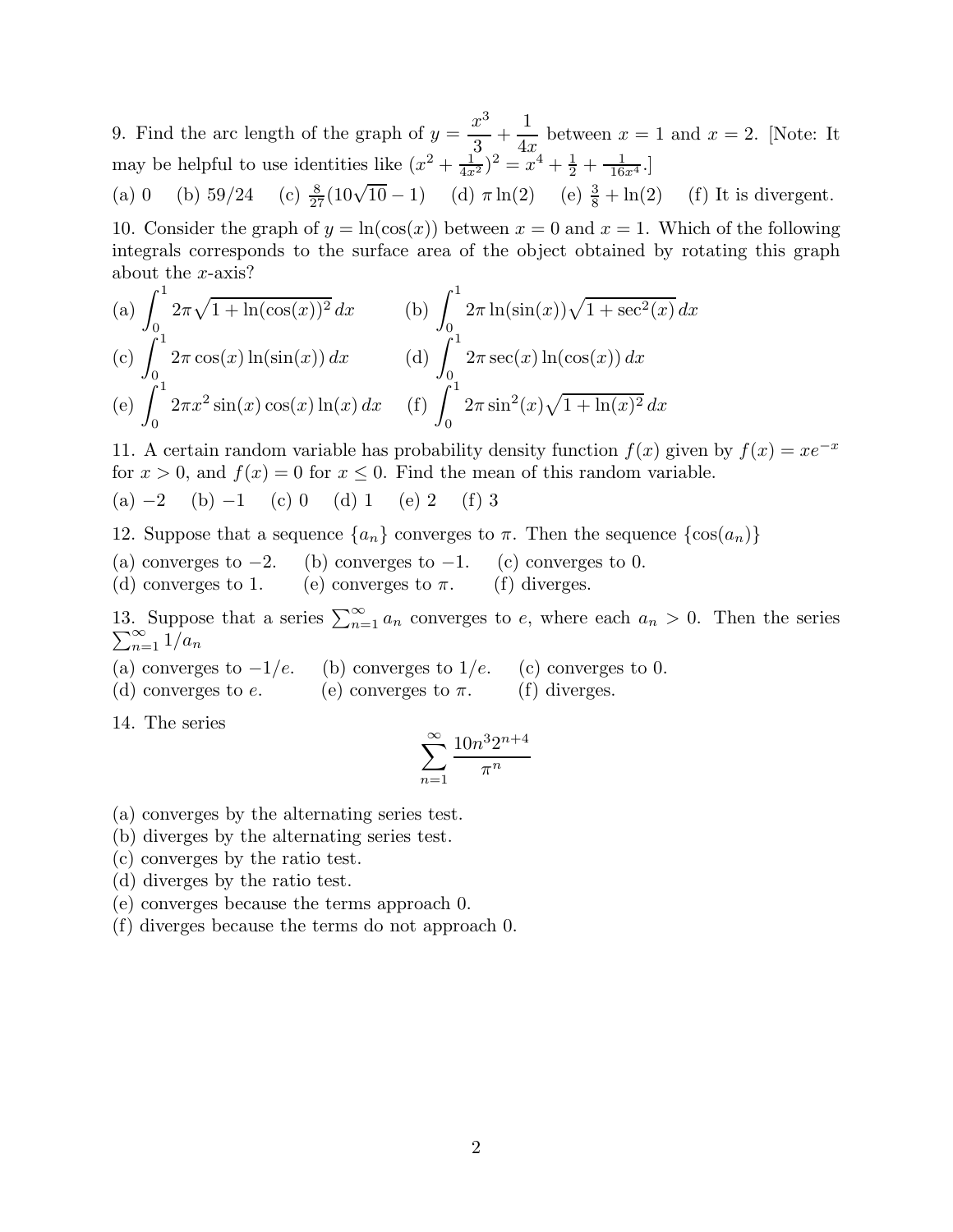9. Find the arc length of the graph of $y = \dfrac{x^3}{3} + \dfrac{1}{4x}$ between $x = 1$ and $x = 2$. [Note: It may be helpful to use identities like $(x^2 + \frac{1}{4x^2})^2 = x^4 + \frac{1}{2} + \frac{1}{16x^4}$.]

(a) 0 (b) 59/24 (c) $\frac{8}{27}(10\sqrt{10} - 1)$ (d) $\pi \ln(2)$ (e) $\frac{3}{8} + \ln(2)$ (f) It is divergent.

10. Consider the graph of $y = \ln(\cos(x))$ between $x = 0$ and $x = 1$. Which of the following integrals corresponds to the surface area of the object obtained by rotating this graph about the $x$-axis?

(a) $\displaystyle\int_0^1 2\pi\sqrt{1 + \ln(\cos(x))^2}\, dx$ (b) $\displaystyle\int_0^1 2\pi \ln(\sin(x))\sqrt{1 + \sec^2(x)}\, dx$

(c) $\displaystyle\int_0^1 2\pi \cos(x) \ln(\sin(x))\, dx$ (d) $\displaystyle\int_0^1 2\pi \sec(x) \ln(\cos(x))\, dx$

(e) $\displaystyle\int_0^1 2\pi x^2 \sin(x)\cos(x)\ln(x)\, dx$ (f) $\displaystyle\int_0^1 2\pi \sin^2(x)\sqrt{1 + \ln(x)^2}\, dx$

11. A certain random variable has probability density function $f(x)$ given by $f(x) = xe^{-x}$ for $x > 0$, and $f(x) = 0$ for $x \leq 0$. Find the mean of this random variable.

(a) $-2$ (b) $-1$ (c) 0 (d) 1 (e) 2 (f) 3

12. Suppose that a sequence $\{a_n\}$ converges to $\pi$. Then the sequence $\{\cos(a_n)\}$

(a) converges to $-2$. (b) converges to $-1$. (c) converges to 0.
(d) converges to 1. (e) converges to $\pi$. (f) diverges.

13. Suppose that a series $\sum_{n=1}^{\infty} a_n$ converges to $e$, where each $a_n > 0$. Then the series $\sum_{n=1}^{\infty} 1/a_n$

(a) converges to $-1/e$. (b) converges to $1/e$. (c) converges to 0.
(d) converges to $e$. (e) converges to $\pi$. (f) diverges.

14. The series

$$\sum_{n=1}^{\infty} \frac{10n^3 2^{n+4}}{\pi^n}$$

(a) converges by the alternating series test.
(b) diverges by the alternating series test.
(c) converges by the ratio test.
(d) diverges by the ratio test.
(e) converges because the terms approach 0.
(f) diverges because the terms do not approach 0.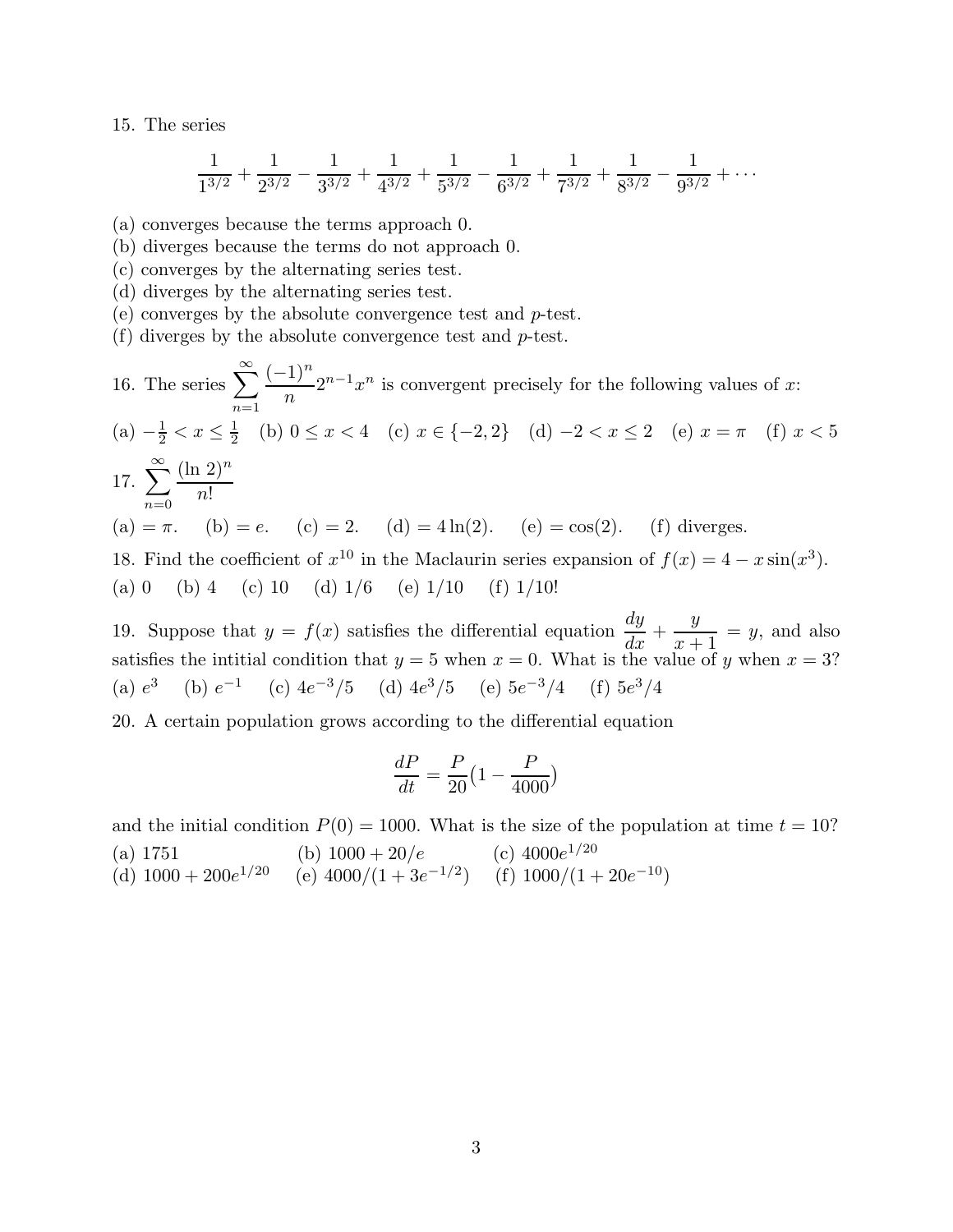15. The series

$$\frac{1}{1^{3/2}} + \frac{1}{2^{3/2}} - \frac{1}{3^{3/2}} + \frac{1}{4^{3/2}} + \frac{1}{5^{3/2}} - \frac{1}{6^{3/2}} + \frac{1}{7^{3/2}} + \frac{1}{8^{3/2}} - \frac{1}{9^{3/2}} + \cdots$$

(a) converges because the terms approach 0.
(b) diverges because the terms do not approach 0.
(c) converges by the alternating series test.
(d) diverges by the alternating series test.
(e) converges by the absolute convergence test and $p$-test.
(f) diverges by the absolute convergence test and $p$-test.

16. The series $\displaystyle\sum_{n=1}^{\infty} \frac{(-1)^n}{n} 2^{n-1} x^n$ is convergent precisely for the following values of $x$:

(a) $-\frac{1}{2} < x \leq \frac{1}{2}$ (b) $0 \leq x < 4$ (c) $x \in \{-2, 2\}$ (d) $-2 < x \leq 2$ (e) $x = \pi$ (f) $x < 5$

17. $\displaystyle\sum_{n=0}^{\infty} \frac{(\ln 2)^n}{n!}$

(a) $= \pi$. (b) $= e$. (c) $= 2$. (d) $= 4\ln(2)$. (e) $= \cos(2)$. (f) diverges.

18. Find the coefficient of $x^{10}$ in the Maclaurin series expansion of $f(x) = 4 - x\sin(x^3)$.

(a) 0 (b) 4 (c) 10 (d) 1/6 (e) 1/10 (f) 1/10!

19. Suppose that $y = f(x)$ satisfies the differential equation $\dfrac{dy}{dx} + \dfrac{y}{x+1} = y$, and also satisfies the intitial condition that $y = 5$ when $x = 0$. What is the value of $y$ when $x = 3$?

(a) $e^3$ (b) $e^{-1}$ (c) $4e^{-3}/5$ (d) $4e^3/5$ (e) $5e^{-3}/4$ (f) $5e^3/4$

20. A certain population grows according to the differential equation

$$\frac{dP}{dt} = \frac{P}{20}\left(1 - \frac{P}{4000}\right)$$

and the initial condition $P(0) = 1000$. What is the size of the population at time $t = 10$?

(a) 1751 (b) $1000 + 20/e$ (c) $4000e^{1/20}$
(d) $1000 + 200e^{1/20}$ (e) $4000/(1 + 3e^{-1/2})$ (f) $1000/(1 + 20e^{-10})$